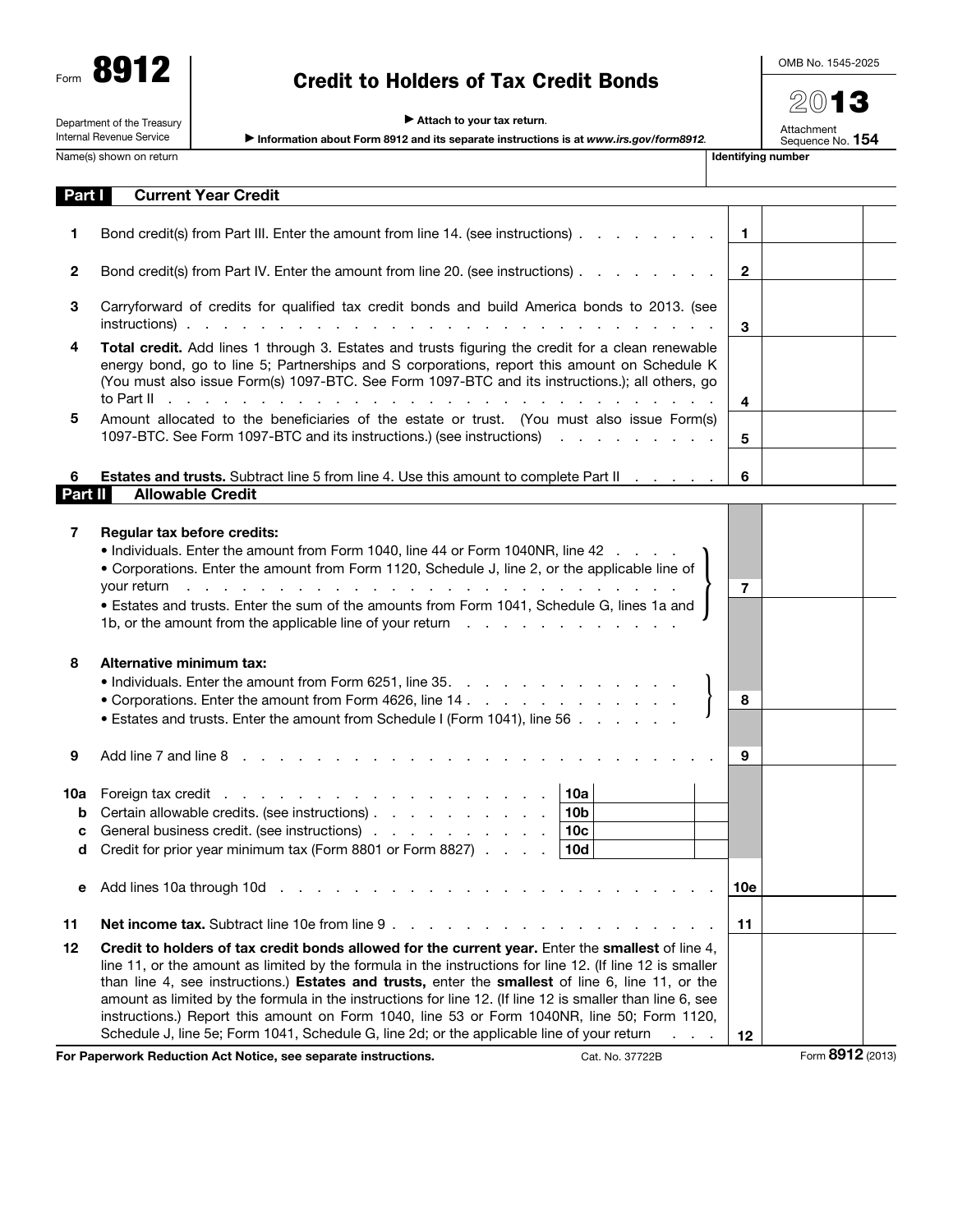Form **8912**

Department of the Treasury
Internal Revenue Service

# Credit to Holders of Tax Credit Bonds

▶ Attach to your tax return.

▶ Information about Form 8912 and its separate instructions is at *www.irs.gov/form8912*.

OMB No. 1545-2025

2013

Attachment Sequence No. **154**

Name(s) shown on return | **Identifying number**

## Part I — Current Year Credit

| | | | |
|---|---|---|---|
| 1 | Bond credit(s) from Part III. Enter the amount from line 14. (see instructions) | 1 | |
| 2 | Bond credit(s) from Part IV. Enter the amount from line 20. (see instructions) | 2 | |
| 3 | Carryforward of credits for qualified tax credit bonds and build America bonds to 2013. (see instructions) | 3 | |
| 4 | **Total credit.** Add lines 1 through 3. Estates and trusts figuring the credit for a clean renewable energy bond, go to line 5; Partnerships and S corporations, report this amount on Schedule K (You must also issue Form(s) 1097-BTC. See Form 1097-BTC and its instructions.); all others, go to Part II | 4 | |
| 5 | Amount allocated to the beneficiaries of the estate or trust. (You must also issue Form(s) 1097-BTC. See Form 1097-BTC and its instructions.) (see instructions) | 5 | |
| 6 | **Estates and trusts.** Subtract line 5 from line 4. Use this amount to complete Part II | 6 | |

## Part II — Allowable Credit

| | | | | |
|---|---|---|---|---|
| 7 | **Regular tax before credits:**<br>• Individuals. Enter the amount from Form 1040, line 44 or Form 1040NR, line 42<br>• Corporations. Enter the amount from Form 1120, Schedule J, line 2, or the applicable line of your return<br>• Estates and trusts. Enter the sum of the amounts from Form 1041, Schedule G, lines 1a and 1b, or the amount from the applicable line of your return | | 7 | |
| 8 | **Alternative minimum tax:**<br>• Individuals. Enter the amount from Form 6251, line 35.<br>• Corporations. Enter the amount from Form 4626, line 14<br>• Estates and trusts. Enter the amount from Schedule I (Form 1041), line 56 | | 8 | |
| 9 | Add line 7 and line 8 | | 9 | |
| 10a | Foreign tax credit | 10a | | |
| b | Certain allowable credits. (see instructions) | 10b | | |
| c | General business credit. (see instructions) | 10c | | |
| d | Credit for prior year minimum tax (Form 8801 or Form 8827) | 10d | | |
| e | Add lines 10a through 10d | | 10e | |
| 11 | **Net income tax.** Subtract line 10e from line 9 | | 11 | |
| 12 | **Credit to holders of tax credit bonds allowed for the current year.** Enter the **smallest** of line 4, line 11, or the amount as limited by the formula in the instructions for line 12. (If line 12 is smaller than line 4, see instructions.) **Estates and trusts,** enter the **smallest** of line 6, line 11, or the amount as limited by the formula in the instructions for line 12. (If line 12 is smaller than line 6, see instructions.) Report this amount on Form 1040, line 53 or Form 1040NR, line 50; Form 1120, Schedule J, line 5e; Form 1041, Schedule G, line 2d; or the applicable line of your return | | 12 | |

**For Paperwork Reduction Act Notice, see separate instructions.** Cat. No. 37722B Form **8912** (2013)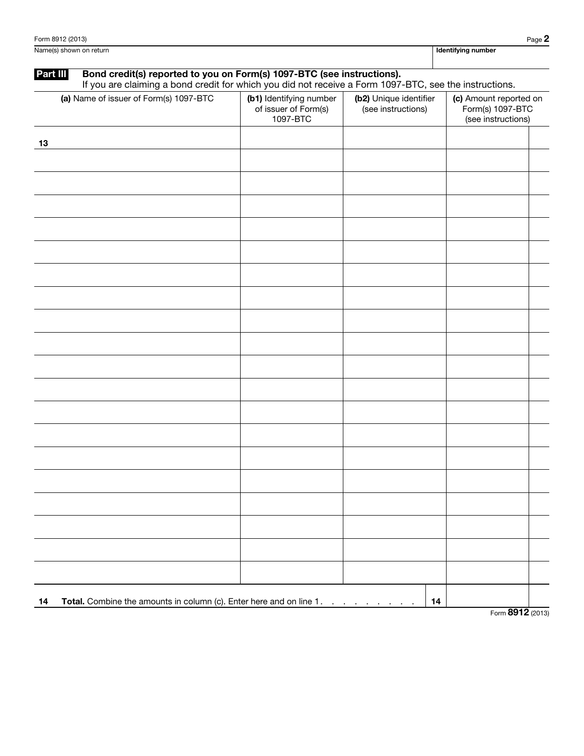Name(s) shown on return | Identifying number

## Part III Bond credit(s) reported to you on Form(s) 1097-BTC (see instructions).

If you are claiming a bond credit for which you did not receive a Form 1097-BTC, see the instructions.

| | (a) Name of issuer of Form(s) 1097-BTC | (b1) Identifying number of issuer of Form(s) 1097-BTC | (b2) Unique identifier (see instructions) | (c) Amount reported on Form(s) 1097-BTC (see instructions) |
|---|---|---|---|---|
| 13 | | | | |
| | | | | |
| | | | | |
| | | | | |
| | | | | |
| | | | | |
| | | | | |
| | | | | |
| | | | | |
| | | | | |
| | | | | |
| | | | | |
| | | | | |
| | | | | |
| | | | | |
| | | | | |
| | | | | |
| | | | | |
| | | | | |
| | | | | |

**14 Total.** Combine the amounts in column (c). Enter here and on line 1 . . . . . . . . . **14**

Form **8912** (2013)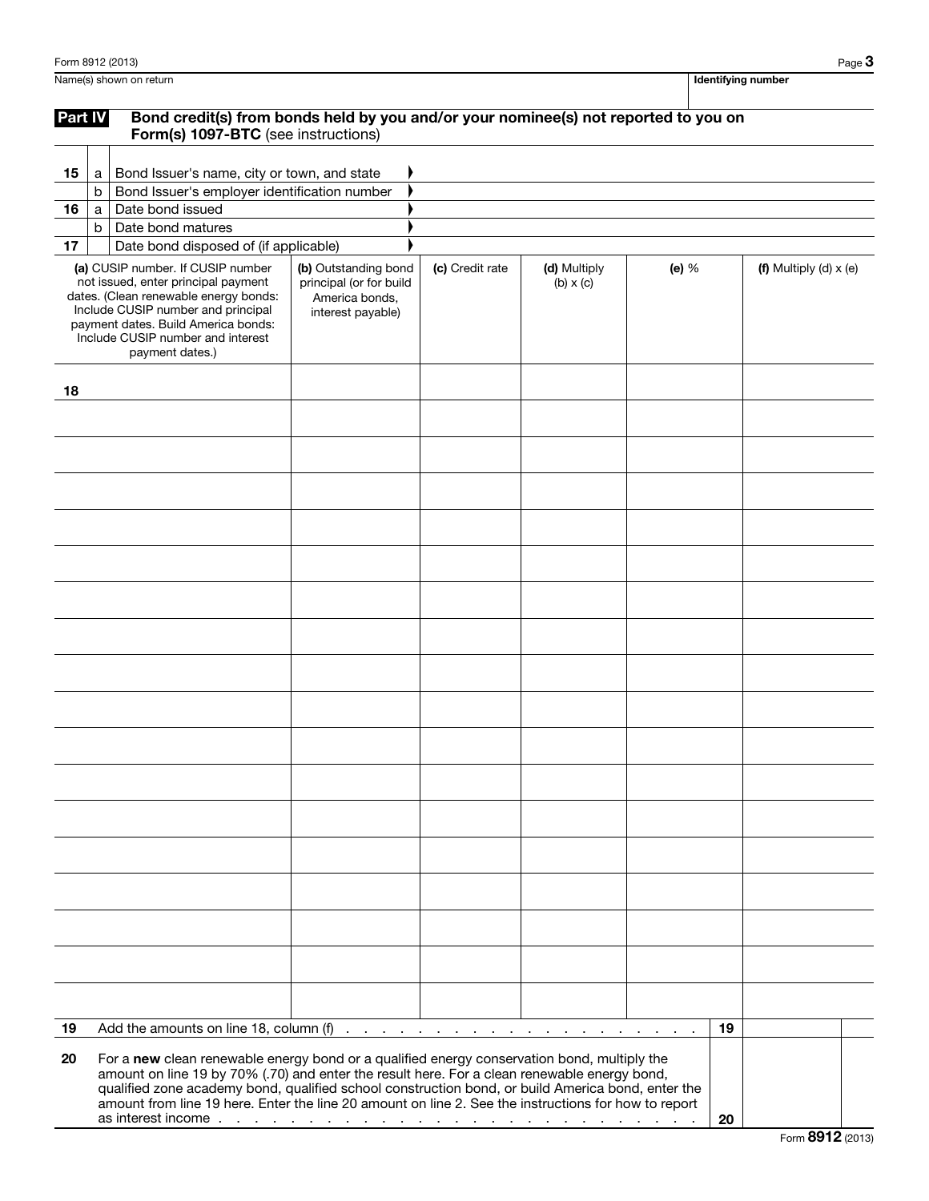Name(s) shown on return

**Identifying number**

## Part IV Bond credit(s) from bonds held by you and/or your nominee(s) not reported to you on Form(s) 1097-BTC (see instructions)

| | | | |
|---|---|---|---|
| 15 | a | Bond Issuer's name, city or town, and state ▶ | |
| | b | Bond Issuer's employer identification number ▶ | |
| 16 | a | Date bond issued ▶ | |
| | b | Date bond matures ▶ | |
| 17 | | Date bond disposed of (if applicable) ▶ | |

| **(a)** CUSIP number. If CUSIP number not issued, enter principal payment dates. (Clean renewable energy bonds: Include CUSIP number and principal payment dates. Build America bonds: Include CUSIP number and interest payment dates.) | **(b)** Outstanding bond principal (or for build America bonds, interest payable) | **(c)** Credit rate | **(d)** Multiply (b) x (c) | **(e)** % | **(f)** Multiply (d) x (e) |
|---|---|---|---|---|---|
| 18 | | | | | |
| | | | | | |
| | | | | | |
| | | | | | |
| | | | | | |
| | | | | | |
| | | | | | |
| | | | | | |
| | | | | | |
| | | | | | |
| | | | | | |
| | | | | | |
| | | | | | |
| | | | | | |
| | | | | | |
| | | | | | |
| | | | | | |
| | | | | | |

| | | | |
|---|---|---|---|
| 19 | Add the amounts on line 18, column (f) . . . . . . . . . . . . . . . . . . . . . . . | 19 | |
| 20 | For a **new** clean renewable energy bond or a qualified energy conservation bond, multiply the amount on line 19 by 70% (.70) and enter the result here. For a clean renewable energy bond, qualified zone academy bond, qualified school construction bond, or build America bond, enter the amount from line 19 here. Enter the line 20 amount on line 2. See the instructions for how to report as interest income . . . . . . . . . . . . . . . . . . . . . . . . . . . . . | 20 | |

Form **8912** (2013)